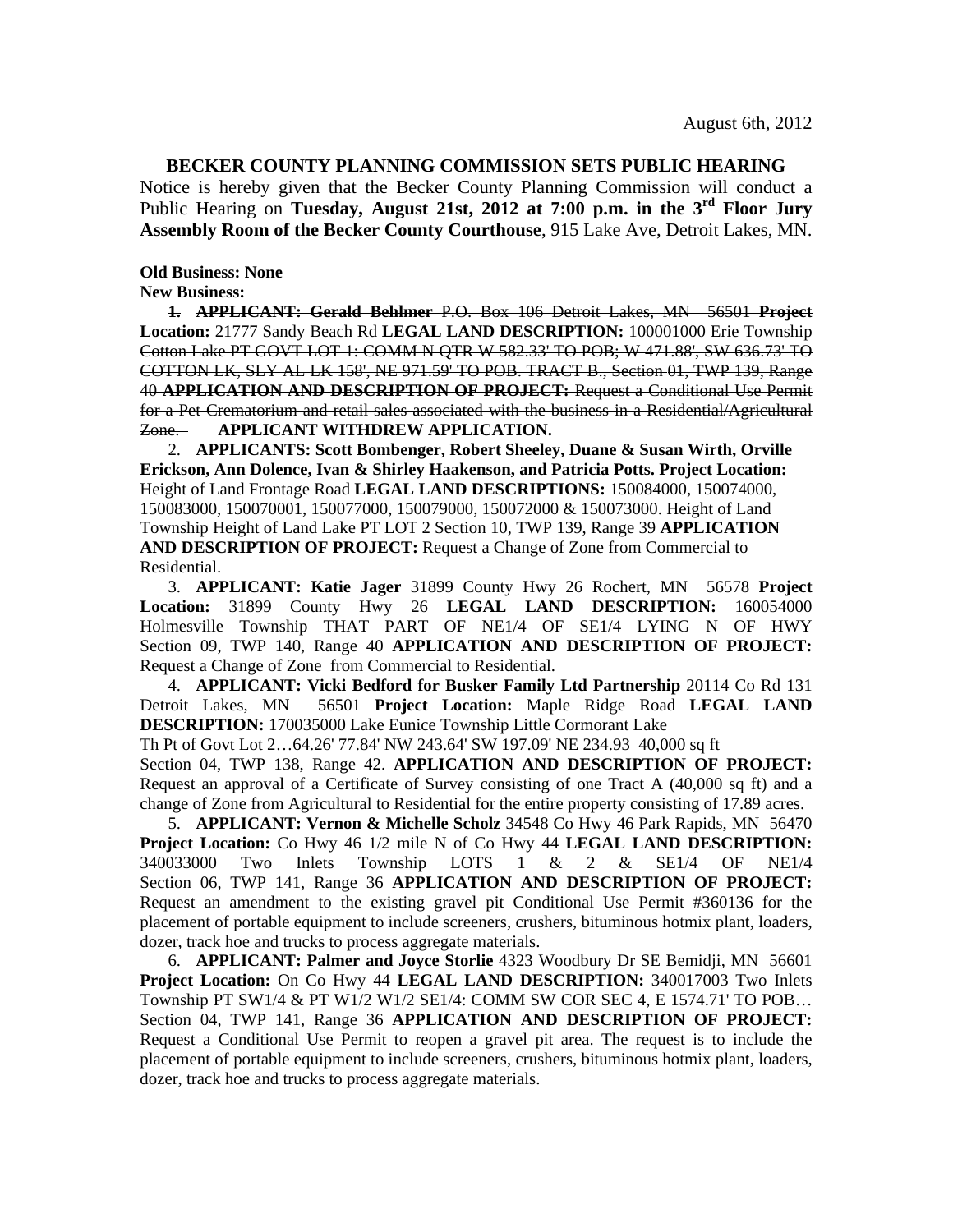August 6th, 2012

## BECKER COUNTY PLANNING COMMISSION SETS PUBLIC HEARING

Notice is hereby given that the Becker County Planning Commission will conduct a Public Hearing on **Tuesday, August 21st, 2012 at 7:00 p.m. in the 3rd Floor Jury Assembly Room of the Becker County Courthouse**, 915 Lake Ave, Detroit Lakes, MN.

**Old Business: None**

**New Business:**

1. ~~**APPLICANT: Gerald Behlmer** P.O. Box 106 Detroit Lakes, MN 56501 **Project Location:** 21777 Sandy Beach Rd **LEGAL LAND DESCRIPTION:** 100001000 Erie Township Cotton Lake PT GOVT LOT 1: COMM N QTR W 582.33' TO POB; W 471.88', SW 636.73' TO COTTON LK, SLY AL LK 158', NE 971.59' TO POB. TRACT B., Section 01, TWP 139, Range 40 **APPLICATION AND DESCRIPTION OF PROJECT:** Request a Conditional Use Permit for a Pet Crematorium and retail sales associated with the business in a Residential/Agricultural Zone.~~ **APPLICANT WITHDREW APPLICATION.**

2. **APPLICANTS: Scott Bombenger, Robert Sheeley, Duane & Susan Wirth, Orville Erickson, Ann Dolence, Ivan & Shirley Haakenson, and Patricia Potts. Project Location:** Height of Land Frontage Road **LEGAL LAND DESCRIPTIONS:** 150084000, 150074000, 150083000, 150070001, 150077000, 150079000, 150072000 & 150073000. Height of Land Township Height of Land Lake PT LOT 2 Section 10, TWP 139, Range 39 **APPLICATION AND DESCRIPTION OF PROJECT:** Request a Change of Zone from Commercial to Residential.

3. **APPLICANT: Katie Jager** 31899 County Hwy 26 Rochert, MN 56578 **Project Location:** 31899 County Hwy 26 **LEGAL LAND DESCRIPTION:** 160054000 Holmesville Township THAT PART OF NE1/4 OF SE1/4 LYING N OF HWY Section 09, TWP 140, Range 40 **APPLICATION AND DESCRIPTION OF PROJECT:** Request a Change of Zone from Commercial to Residential.

4. **APPLICANT: Vicki Bedford for Busker Family Ltd Partnership** 20114 Co Rd 131 Detroit Lakes, MN 56501 **Project Location:** Maple Ridge Road **LEGAL LAND DESCRIPTION:** 170035000 Lake Eunice Township Little Cormorant Lake Th Pt of Govt Lot 2…64.26' 77.84' NW 243.64' SW 197.09' NE 234.93 40,000 sq ft Section 04, TWP 138, Range 42. **APPLICATION AND DESCRIPTION OF PROJECT:** Request an approval of a Certificate of Survey consisting of one Tract A (40,000 sq ft) and a change of Zone from Agricultural to Residential for the entire property consisting of 17.89 acres.

5. **APPLICANT: Vernon & Michelle Scholz** 34548 Co Hwy 46 Park Rapids, MN 56470 **Project Location:** Co Hwy 46 1/2 mile N of Co Hwy 44 **LEGAL LAND DESCRIPTION:** 340033000 Two Inlets Township LOTS 1 & 2 & SE1/4 OF NE1/4 Section 06, TWP 141, Range 36 **APPLICATION AND DESCRIPTION OF PROJECT:** Request an amendment to the existing gravel pit Conditional Use Permit #360136 for the placement of portable equipment to include screeners, crushers, bituminous hotmix plant, loaders, dozer, track hoe and trucks to process aggregate materials.

6. **APPLICANT: Palmer and Joyce Storlie** 4323 Woodbury Dr SE Bemidji, MN 56601 **Project Location:** On Co Hwy 44 **LEGAL LAND DESCRIPTION:** 340017003 Two Inlets Township PT SW1/4 & PT W1/2 W1/2 SE1/4: COMM SW COR SEC 4, E 1574.71' TO POB… Section 04, TWP 141, Range 36 **APPLICATION AND DESCRIPTION OF PROJECT:** Request a Conditional Use Permit to reopen a gravel pit area. The request is to include the placement of portable equipment to include screeners, crushers, bituminous hotmix plant, loaders, dozer, track hoe and trucks to process aggregate materials.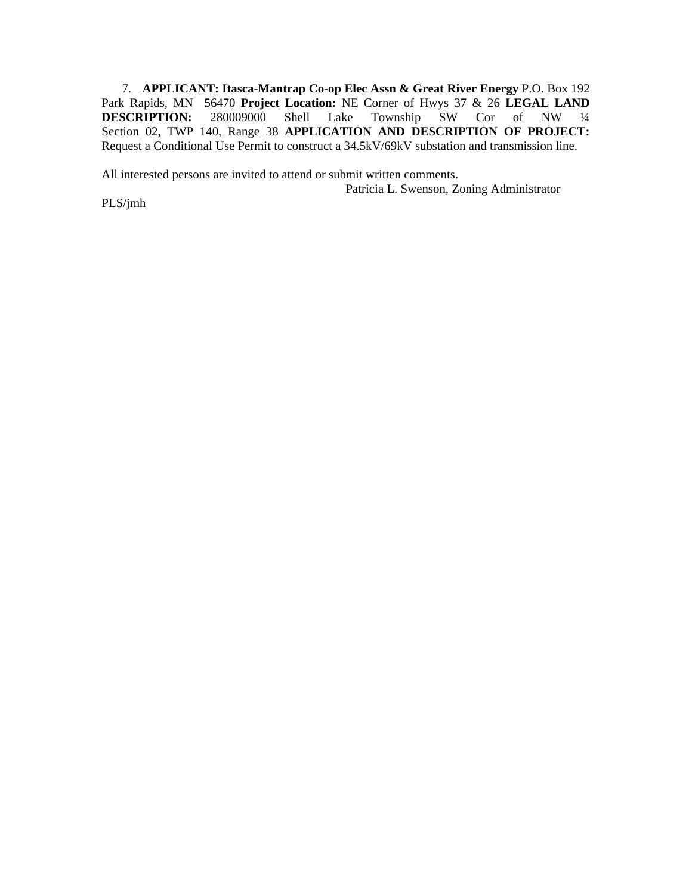7. **APPLICANT: Itasca-Mantrap Co-op Elec Assn & Great River Energy** P.O. Box 192 Park Rapids, MN 56470 **Project Location:** NE Corner of Hwys 37 & 26 **LEGAL LAND DESCRIPTION:** 280009000 Shell Lake Township SW Cor of NW ¼ Section 02, TWP 140, Range 38 **APPLICATION AND DESCRIPTION OF PROJECT:** Request a Conditional Use Permit to construct a 34.5kV/69kV substation and transmission line.

All interested persons are invited to attend or submit written comments.

Patricia L. Swenson, Zoning Administrator

PLS/jmh